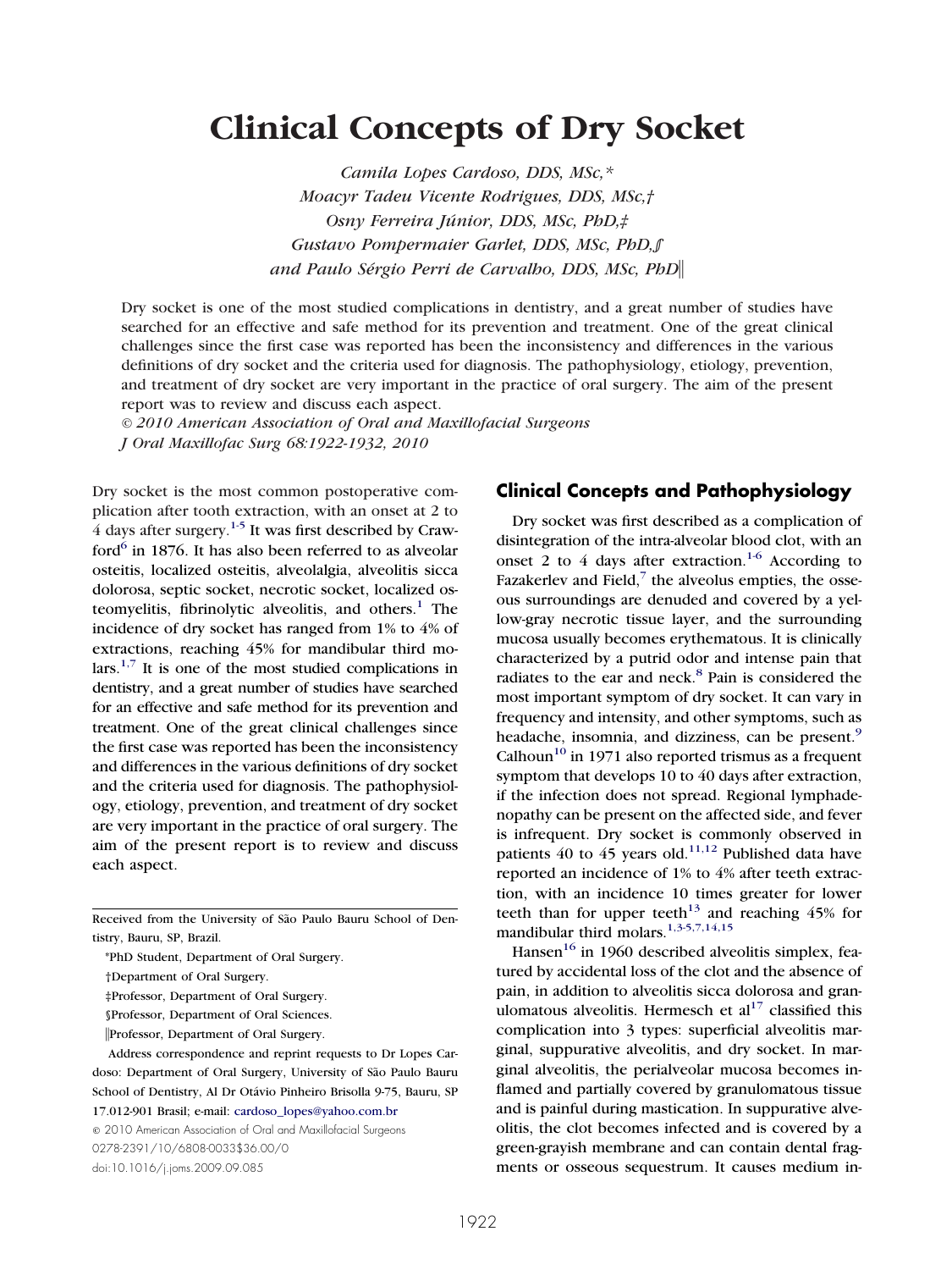# Clinical Concepts of Dry Socket

*Camila Lopes Cardoso, DDS, MSc,\**
*Moacyr Tadeu Vicente Rodrigues, DDS, MSc,†*
*Osny Ferreira Júnior, DDS, MSc, PhD,‡*
*Gustavo Pompermaier Garlet, DDS, MSc, PhD,§*
*and Paulo Sérgio Perri de Carvalho, DDS, MSc, PhD‖*

Dry socket is one of the most studied complications in dentistry, and a great number of studies have searched for an effective and safe method for its prevention and treatment. One of the great clinical challenges since the first case was reported has been the inconsistency and differences in the various definitions of dry socket and the criteria used for diagnosis. The pathophysiology, etiology, prevention, and treatment of dry socket are very important in the practice of oral surgery. The aim of the present report was to review and discuss each aspect.

*© 2010 American Association of Oral and Maxillofacial Surgeons*
*J Oral Maxillofac Surg 68:1922-1932, 2010*

Dry socket is the most common postoperative complication after tooth extraction, with an onset at 2 to 4 days after surgery.[1-5] It was first described by Crawford[6] in 1876. It has also been referred to as alveolar osteitis, localized osteitis, alveolalgia, alveolitis sicca dolorosa, septic socket, necrotic socket, localized osteomyelitis, fibrinolytic alveolitis, and others.[1] The incidence of dry socket has ranged from 1% to 4% of extractions, reaching 45% for mandibular third molars.[1,7] It is one of the most studied complications in dentistry, and a great number of studies have searched for an effective and safe method for its prevention and treatment. One of the great clinical challenges since the first case was reported has been the inconsistency and differences in the various definitions of dry socket and the criteria used for diagnosis. The pathophysiology, etiology, prevention, and treatment of dry socket are very important in the practice of oral surgery. The aim of the present report is to review and discuss each aspect.

Received from the University of São Paulo Bauru School of Dentistry, Bauru, SP, Brazil.

\*PhD Student, Department of Oral Surgery.

†Department of Oral Surgery.

‡Professor, Department of Oral Surgery.

§Professor, Department of Oral Sciences.

‖Professor, Department of Oral Surgery.

Address correspondence and reprint requests to Dr Lopes Cardoso: Department of Oral Surgery, University of São Paulo Bauru School of Dentistry, Al Dr Otávio Pinheiro Brisolla 9-75, Bauru, SP 17.012-901 Brasil; e-mail: cardoso_lopes@yahoo.com.br

© 2010 American Association of Oral and Maxillofacial Surgeons
0278-2391/10/6808-0033$36.00/0
doi:10.1016/j.joms.2009.09.085

## Clinical Concepts and Pathophysiology

Dry socket was first described as a complication of disintegration of the intra-alveolar blood clot, with an onset 2 to 4 days after extraction.[1-6] According to Fazakerlev and Field,[7] the alveolus empties, the osseous surroundings are denuded and covered by a yellow-gray necrotic tissue layer, and the surrounding mucosa usually becomes erythematous. It is clinically characterized by a putrid odor and intense pain that radiates to the ear and neck.[8] Pain is considered the most important symptom of dry socket. It can vary in frequency and intensity, and other symptoms, such as headache, insomnia, and dizziness, can be present.[9] Calhoun[10] in 1971 also reported trismus as a frequent symptom that develops 10 to 40 days after extraction, if the infection does not spread. Regional lymphadenopathy can be present on the affected side, and fever is infrequent. Dry socket is commonly observed in patients 40 to 45 years old.[11,12] Published data have reported an incidence of 1% to 4% after teeth extraction, with an incidence 10 times greater for lower teeth than for upper teeth[13] and reaching 45% for mandibular third molars.[1,3-5,7,14,15]

Hansen[16] in 1960 described alveolitis simplex, featured by accidental loss of the clot and the absence of pain, in addition to alveolitis sicca dolorosa and granulomatous alveolitis. Hermesch et al[17] classified this complication into 3 types: superficial alveolitis marginal, suppurative alveolitis, and dry socket. In marginal alveolitis, the perialveolar mucosa becomes inflamed and partially covered by granulomatous tissue and is painful during mastication. In suppurative alveolitis, the clot becomes infected and is covered by a green-grayish membrane and can contain dental fragments or osseous sequestrum. It causes medium in-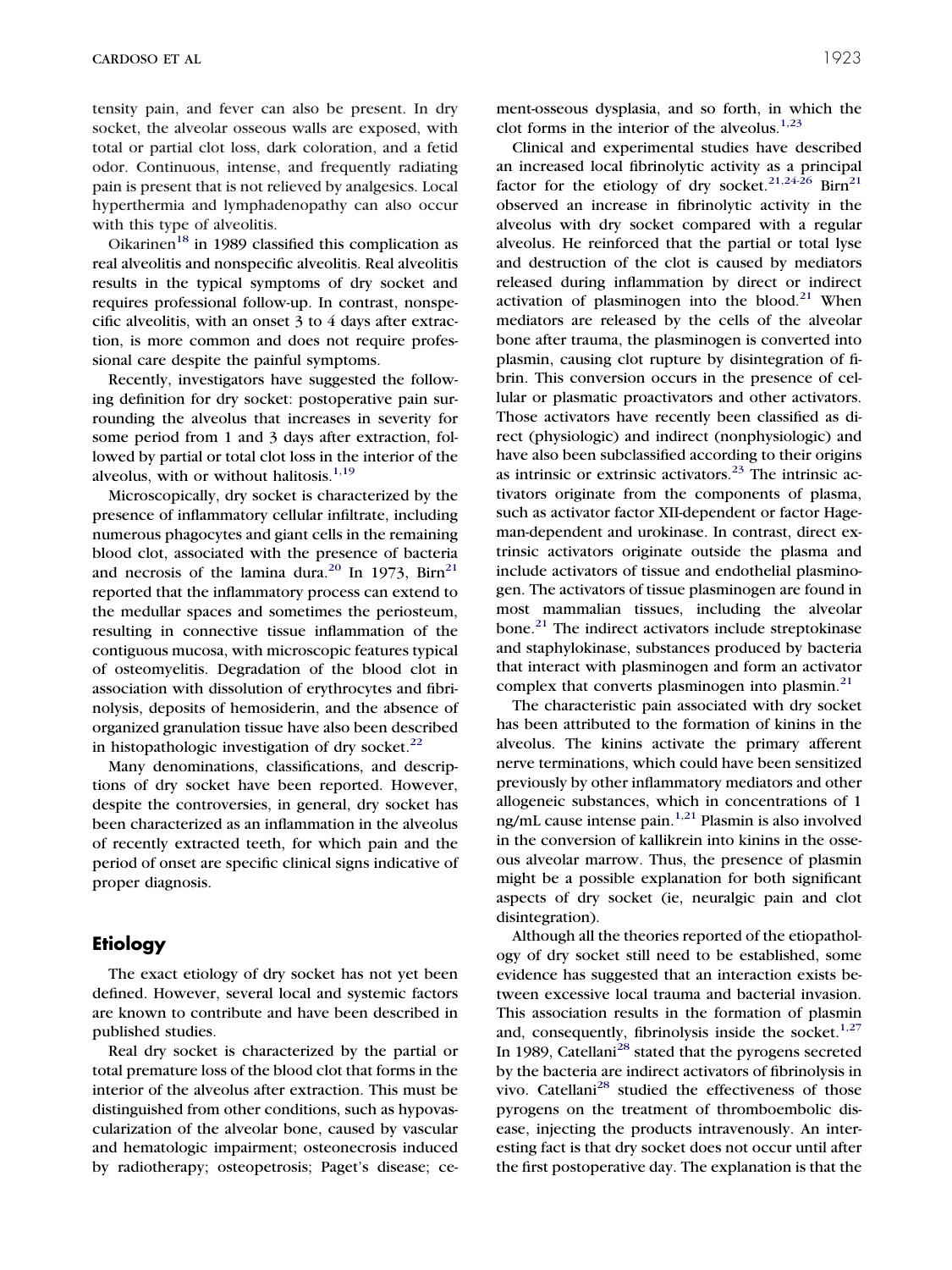tensity pain, and fever can also be present. In dry socket, the alveolar osseous walls are exposed, with total or partial clot loss, dark coloration, and a fetid odor. Continuous, intense, and frequently radiating pain is present that is not relieved by analgesics. Local hyperthermia and lymphadenopathy can also occur with this type of alveolitis.

Oikarinen[18] in 1989 classified this complication as real alveolitis and nonspecific alveolitis. Real alveolitis results in the typical symptoms of dry socket and requires professional follow-up. In contrast, nonspecific alveolitis, with an onset 3 to 4 days after extraction, is more common and does not require professional care despite the painful symptoms.

Recently, investigators have suggested the following definition for dry socket: postoperative pain surrounding the alveolus that increases in severity for some period from 1 and 3 days after extraction, followed by partial or total clot loss in the interior of the alveolus, with or without halitosis.[1,19]

Microscopically, dry socket is characterized by the presence of inflammatory cellular infiltrate, including numerous phagocytes and giant cells in the remaining blood clot, associated with the presence of bacteria and necrosis of the lamina dura.[20] In 1973, Birn[21] reported that the inflammatory process can extend to the medullar spaces and sometimes the periosteum, resulting in connective tissue inflammation of the contiguous mucosa, with microscopic features typical of osteomyelitis. Degradation of the blood clot in association with dissolution of erythrocytes and fibrinolysis, deposits of hemosiderin, and the absence of organized granulation tissue have also been described in histopathologic investigation of dry socket.[22]

Many denominations, classifications, and descriptions of dry socket have been reported. However, despite the controversies, in general, dry socket has been characterized as an inflammation in the alveolus of recently extracted teeth, for which pain and the period of onset are specific clinical signs indicative of proper diagnosis.

## Etiology

The exact etiology of dry socket has not yet been defined. However, several local and systemic factors are known to contribute and have been described in published studies.

Real dry socket is characterized by the partial or total premature loss of the blood clot that forms in the interior of the alveolus after extraction. This must be distinguished from other conditions, such as hypovascularization of the alveolar bone, caused by vascular and hematologic impairment; osteonecrosis induced by radiotherapy; osteopetrosis; Paget's disease; cement-osseous dysplasia, and so forth, in which the clot forms in the interior of the alveolus.[1,23]

Clinical and experimental studies have described an increased local fibrinolytic activity as a principal factor for the etiology of dry socket.[21,24-26] Birn[21] observed an increase in fibrinolytic activity in the alveolus with dry socket compared with a regular alveolus. He reinforced that the partial or total lyse and destruction of the clot is caused by mediators released during inflammation by direct or indirect activation of plasminogen into the blood.[21] When mediators are released by the cells of the alveolar bone after trauma, the plasminogen is converted into plasmin, causing clot rupture by disintegration of fibrin. This conversion occurs in the presence of cellular or plasmatic proactivators and other activators. Those activators have recently been classified as direct (physiologic) and indirect (nonphysiologic) and have also been subclassified according to their origins as intrinsic or extrinsic activators.[23] The intrinsic activators originate from the components of plasma, such as activator factor XII-dependent or factor Hageman-dependent and urokinase. In contrast, direct extrinsic activators originate outside the plasma and include activators of tissue and endothelial plasminogen. The activators of tissue plasminogen are found in most mammalian tissues, including the alveolar bone.[21] The indirect activators include streptokinase and staphylokinase, substances produced by bacteria that interact with plasminogen and form an activator complex that converts plasminogen into plasmin.[21]

The characteristic pain associated with dry socket has been attributed to the formation of kinins in the alveolus. The kinins activate the primary afferent nerve terminations, which could have been sensitized previously by other inflammatory mediators and other allogeneic substances, which in concentrations of 1 ng/mL cause intense pain.[1,21] Plasmin is also involved in the conversion of kallikrein into kinins in the osseous alveolar marrow. Thus, the presence of plasmin might be a possible explanation for both significant aspects of dry socket (ie, neuralgic pain and clot disintegration).

Although all the theories reported of the etiopathology of dry socket still need to be established, some evidence has suggested that an interaction exists between excessive local trauma and bacterial invasion. This association results in the formation of plasmin and, consequently, fibrinolysis inside the socket.[1,27] In 1989, Catellani[28] stated that the pyrogens secreted by the bacteria are indirect activators of fibrinolysis in vivo. Catellani[28] studied the effectiveness of those pyrogens on the treatment of thromboembolic disease, injecting the products intravenously. An interesting fact is that dry socket does not occur until after the first postoperative day. The explanation is that the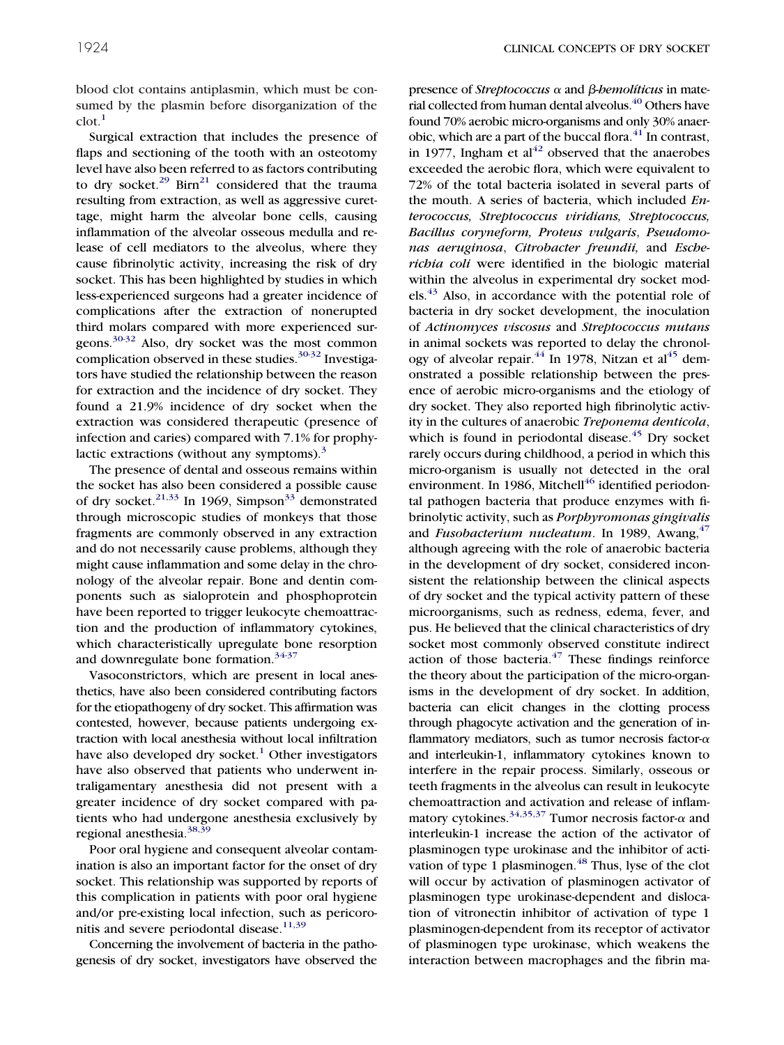blood clot contains antiplasmin, which must be consumed by the plasmin before disorganization of the clot.[1]

Surgical extraction that includes the presence of flaps and sectioning of the tooth with an osteotomy level have also been referred to as factors contributing to dry socket.[29] Birn[21] considered that the trauma resulting from extraction, as well as aggressive curettage, might harm the alveolar bone cells, causing inflammation of the alveolar osseous medulla and release of cell mediators to the alveolus, where they cause fibrinolytic activity, increasing the risk of dry socket. This has been highlighted by studies in which less-experienced surgeons had a greater incidence of complications after the extraction of nonerupted third molars compared with more experienced surgeons.[30-32] Also, dry socket was the most common complication observed in these studies.[30-32] Investigators have studied the relationship between the reason for extraction and the incidence of dry socket. They found a 21.9% incidence of dry socket when the extraction was considered therapeutic (presence of infection and caries) compared with 7.1% for prophylactic extractions (without any symptoms).[3]

The presence of dental and osseous remains within the socket has also been considered a possible cause of dry socket.[21,33] In 1969, Simpson[33] demonstrated through microscopic studies of monkeys that those fragments are commonly observed in any extraction and do not necessarily cause problems, although they might cause inflammation and some delay in the chronology of the alveolar repair. Bone and dentin components such as sialoprotein and phosphoprotein have been reported to trigger leukocyte chemoattraction and the production of inflammatory cytokines, which characteristically upregulate bone resorption and downregulate bone formation.[34-37]

Vasoconstrictors, which are present in local anesthetics, have also been considered contributing factors for the etiopathogeny of dry socket. This affirmation was contested, however, because patients undergoing extraction with local anesthesia without local infiltration have also developed dry socket.[1] Other investigators have also observed that patients who underwent intraligamentary anesthesia did not present with a greater incidence of dry socket compared with patients who had undergone anesthesia exclusively by regional anesthesia.[38,39]

Poor oral hygiene and consequent alveolar contamination is also an important factor for the onset of dry socket. This relationship was supported by reports of this complication in patients with poor oral hygiene and/or pre-existing local infection, such as pericoronitis and severe periodontal disease.[11,39]

Concerning the involvement of bacteria in the pathogenesis of dry socket, investigators have observed the presence of *Streptococcus* $\alpha$ and $\beta$-*hemolíticus* in material collected from human dental alveolus.[40] Others have found 70% aerobic micro-organisms and only 30% anaerobic, which are a part of the buccal flora.[41] In contrast, in 1977, Ingham et al[42] observed that the anaerobes exceeded the aerobic flora, which were equivalent to 72% of the total bacteria isolated in several parts of the mouth. A series of bacteria, which included *Enterococcus, Streptococcus viridians, Streptococcus, Bacillus coryneform, Proteus vulgaris*, *Pseudomonas aeruginosa*, *Citrobacter freundii,* and *Escherichia coli* were identified in the biologic material within the alveolus in experimental dry socket models.[43] Also, in accordance with the potential role of bacteria in dry socket development, the inoculation of *Actinomyces viscosus* and *Streptococcus mutans* in animal sockets was reported to delay the chronology of alveolar repair.[44] In 1978, Nitzan et al[45] demonstrated a possible relationship between the presence of aerobic micro-organisms and the etiology of dry socket. They also reported high fibrinolytic activity in the cultures of anaerobic *Treponema denticola*, which is found in periodontal disease.[45] Dry socket rarely occurs during childhood, a period in which this micro-organism is usually not detected in the oral environment. In 1986, Mitchell[46] identified periodontal pathogen bacteria that produce enzymes with fibrinolytic activity, such as *Porphyromonas gingivalis* and *Fusobacterium nucleatum*. In 1989, Awang,[47] although agreeing with the role of anaerobic bacteria in the development of dry socket, considered inconsistent the relationship between the clinical aspects of dry socket and the typical activity pattern of these microorganisms, such as redness, edema, fever, and pus. He believed that the clinical characteristics of dry socket most commonly observed constitute indirect action of those bacteria.[47] These findings reinforce the theory about the participation of the micro-organisms in the development of dry socket. In addition, bacteria can elicit changes in the clotting process through phagocyte activation and the generation of inflammatory mediators, such as tumor necrosis factor-$\alpha$ and interleukin-1, inflammatory cytokines known to interfere in the repair process. Similarly, osseous or teeth fragments in the alveolus can result in leukocyte chemoattraction and activation and release of inflammatory cytokines.[34,35,37] Tumor necrosis factor-$\alpha$ and interleukin-1 increase the action of the activator of plasminogen type urokinase and the inhibitor of activation of type 1 plasminogen.[48] Thus, lyse of the clot will occur by activation of plasminogen activator of plasminogen type urokinase-dependent and dislocation of vitronectin inhibitor of activation of type 1 plasminogen-dependent from its receptor of activator of plasminogen type urokinase, which weakens the interaction between macrophages and the fibrin ma-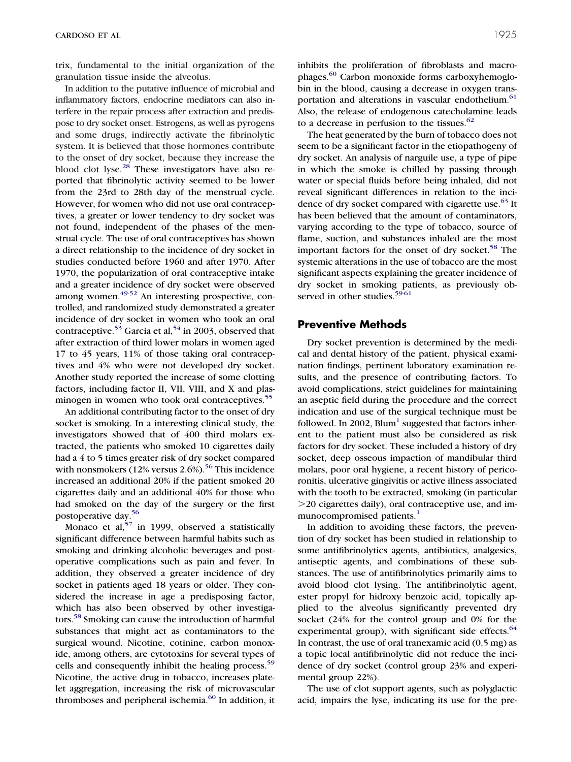trix, fundamental to the initial organization of the granulation tissue inside the alveolus.

In addition to the putative influence of microbial and inflammatory factors, endocrine mediators can also interfere in the repair process after extraction and predispose to dry socket onset. Estrogens, as well as pyrogens and some drugs, indirectly activate the fibrinolytic system. It is believed that those hormones contribute to the onset of dry socket, because they increase the blood clot lyse.[28] These investigators have also reported that fibrinolytic activity seemed to be lower from the 23rd to 28th day of the menstrual cycle. However, for women who did not use oral contraceptives, a greater or lower tendency to dry socket was not found, independent of the phases of the menstrual cycle. The use of oral contraceptives has shown a direct relationship to the incidence of dry socket in studies conducted before 1960 and after 1970. After 1970, the popularization of oral contraceptive intake and a greater incidence of dry socket were observed among women.[49-52] An interesting prospective, controlled, and randomized study demonstrated a greater incidence of dry socket in women who took an oral contraceptive.[53] Garcia et al,[54] in 2003, observed that after extraction of third lower molars in women aged 17 to 45 years, 11% of those taking oral contraceptives and 4% who were not developed dry socket. Another study reported the increase of some clotting factors, including factor II, VII, VIII, and X and plasminogen in women who took oral contraceptives.[55]

An additional contributing factor to the onset of dry socket is smoking. In a interesting clinical study, the investigators showed that of 400 third molars extracted, the patients who smoked 10 cigarettes daily had a 4 to 5 times greater risk of dry socket compared with nonsmokers (12% versus 2.6%).[56] This incidence increased an additional 20% if the patient smoked 20 cigarettes daily and an additional 40% for those who had smoked on the day of the surgery or the first postoperative day.[56]

Monaco et al,[57] in 1999, observed a statistically significant difference between harmful habits such as smoking and drinking alcoholic beverages and postoperative complications such as pain and fever. In addition, they observed a greater incidence of dry socket in patients aged 18 years or older. They considered the increase in age a predisposing factor, which has also been observed by other investigators.[58] Smoking can cause the introduction of harmful substances that might act as contaminators to the surgical wound. Nicotine, cotinine, carbon monoxide, among others, are cytotoxins for several types of cells and consequently inhibit the healing process.[59] Nicotine, the active drug in tobacco, increases platelet aggregation, increasing the risk of microvascular thromboses and peripheral ischemia.[60] In addition, it inhibits the proliferation of fibroblasts and macrophages.[60] Carbon monoxide forms carboxyhemoglobin in the blood, causing a decrease in oxygen transportation and alterations in vascular endothelium.[61] Also, the release of endogenous catecholamine leads to a decrease in perfusion to the tissues.[62]

The heat generated by the burn of tobacco does not seem to be a significant factor in the etiopathogeny of dry socket. An analysis of narguile use, a type of pipe in which the smoke is chilled by passing through water or special fluids before being inhaled, did not reveal significant differences in relation to the incidence of dry socket compared with cigarette use.[63] It has been believed that the amount of contaminators, varying according to the type of tobacco, source of flame, suction, and substances inhaled are the most important factors for the onset of dry socket.[58] The systemic alterations in the use of tobacco are the most significant aspects explaining the greater incidence of dry socket in smoking patients, as previously observed in other studies.[59-61]

## Preventive Methods

Dry socket prevention is determined by the medical and dental history of the patient, physical examination findings, pertinent laboratory examination results, and the presence of contributing factors. To avoid complications, strict guidelines for maintaining an aseptic field during the procedure and the correct indication and use of the surgical technique must be followed. In 2002, Blum[1] suggested that factors inherent to the patient must also be considered as risk factors for dry socket. These included a history of dry socket, deep osseous impaction of mandibular third molars, poor oral hygiene, a recent history of pericoronitis, ulcerative gingivitis or active illness associated with the tooth to be extracted, smoking (in particular >20 cigarettes daily), oral contraceptive use, and immunocompromised patients.[1]

In addition to avoiding these factors, the prevention of dry socket has been studied in relationship to some antifibrinolytics agents, antibiotics, analgesics, antiseptic agents, and combinations of these substances. The use of antifibrinolytics primarily aims to avoid blood clot lysing. The antifibrinolytic agent, ester propyl for hidroxy benzoic acid, topically applied to the alveolus significantly prevented dry socket (24% for the control group and 0% for the experimental group), with significant side effects.[64] In contrast, the use of oral tranexamic acid (0.5 mg) as a topic local antifibrinolytic did not reduce the incidence of dry socket (control group 23% and experimental group 22%).

The use of clot support agents, such as polyglactic acid, impairs the lyse, indicating its use for the pre-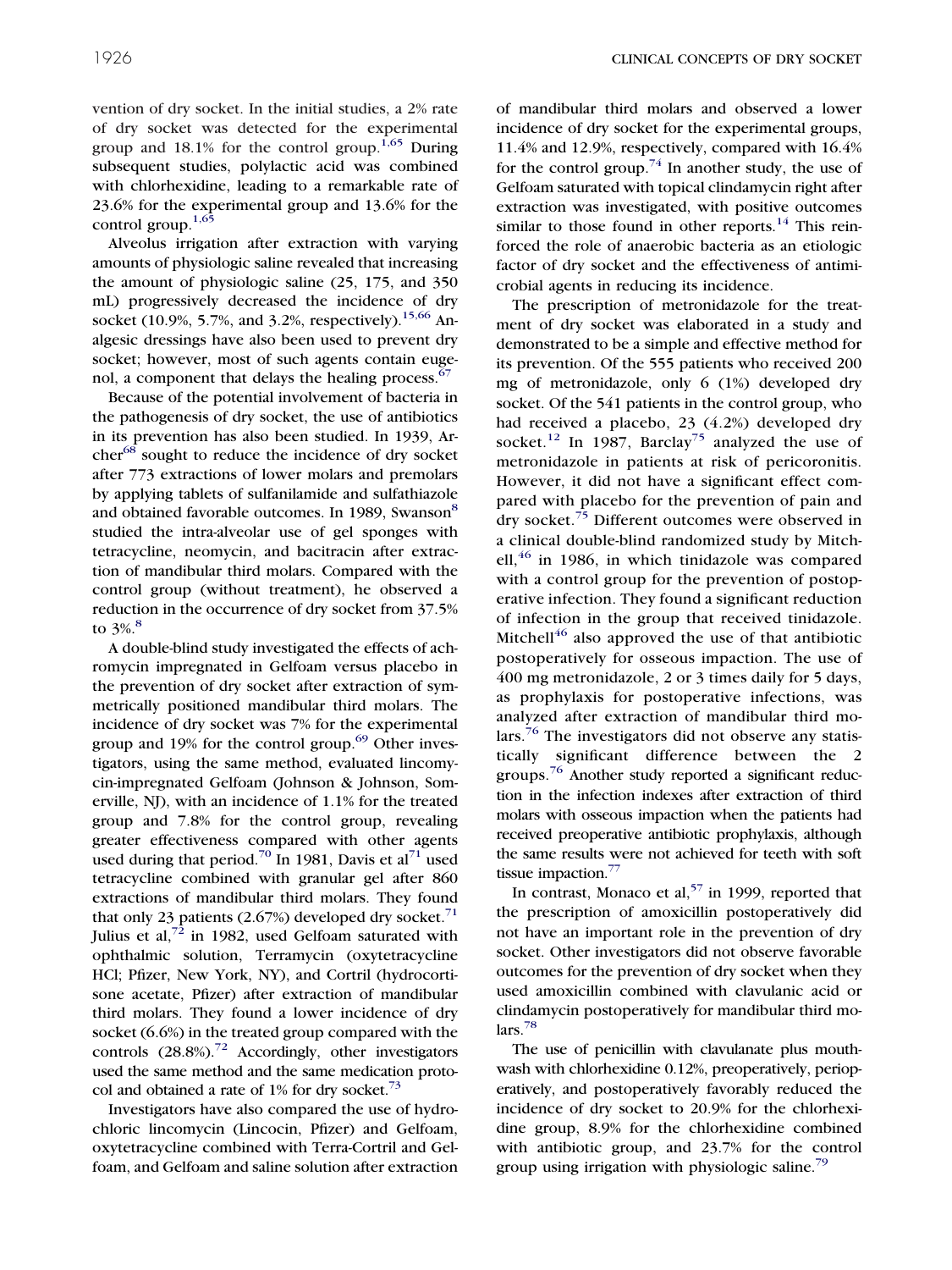vention of dry socket. In the initial studies, a 2% rate of dry socket was detected for the experimental group and 18.1% for the control group.[1,65] During subsequent studies, polylactic acid was combined with chlorhexidine, leading to a remarkable rate of 23.6% for the experimental group and 13.6% for the control group.[1,65]

Alveolus irrigation after extraction with varying amounts of physiologic saline revealed that increasing the amount of physiologic saline (25, 175, and 350 mL) progressively decreased the incidence of dry socket (10.9%, 5.7%, and 3.2%, respectively).[15,66] Analgesic dressings have also been used to prevent dry socket; however, most of such agents contain eugenol, a component that delays the healing process.[67]

Because of the potential involvement of bacteria in the pathogenesis of dry socket, the use of antibiotics in its prevention has also been studied. In 1939, Archer[68] sought to reduce the incidence of dry socket after 773 extractions of lower molars and premolars by applying tablets of sulfanilamide and sulfathiazole and obtained favorable outcomes. In 1989, Swanson[8] studied the intra-alveolar use of gel sponges with tetracycline, neomycin, and bacitracin after extraction of mandibular third molars. Compared with the control group (without treatment), he observed a reduction in the occurrence of dry socket from 37.5% to 3%.[8]

A double-blind study investigated the effects of achromycin impregnated in Gelfoam versus placebo in the prevention of dry socket after extraction of symmetrically positioned mandibular third molars. The incidence of dry socket was 7% for the experimental group and 19% for the control group.[69] Other investigators, using the same method, evaluated lincomycin-impregnated Gelfoam (Johnson & Johnson, Somerville, NJ), with an incidence of 1.1% for the treated group and 7.8% for the control group, revealing greater effectiveness compared with other agents used during that period.[70] In 1981, Davis et al[71] used tetracycline combined with granular gel after 860 extractions of mandibular third molars. They found that only 23 patients (2.67%) developed dry socket.[71] Julius et al,[72] in 1982, used Gelfoam saturated with ophthalmic solution, Terramycin (oxytetracycline HCl; Pfizer, New York, NY), and Cortril (hydrocortisone acetate, Pfizer) after extraction of mandibular third molars. They found a lower incidence of dry socket (6.6%) in the treated group compared with the controls (28.8%).[72] Accordingly, other investigators used the same method and the same medication protocol and obtained a rate of 1% for dry socket.[73]

Investigators have also compared the use of hydrochloric lincomycin (Lincocin, Pfizer) and Gelfoam, oxytetracycline combined with Terra-Cortril and Gelfoam, and Gelfoam and saline solution after extraction of mandibular third molars and observed a lower incidence of dry socket for the experimental groups, 11.4% and 12.9%, respectively, compared with 16.4% for the control group.[74] In another study, the use of Gelfoam saturated with topical clindamycin right after extraction was investigated, with positive outcomes similar to those found in other reports.[14] This reinforced the role of anaerobic bacteria as an etiologic factor of dry socket and the effectiveness of antimicrobial agents in reducing its incidence.

The prescription of metronidazole for the treatment of dry socket was elaborated in a study and demonstrated to be a simple and effective method for its prevention. Of the 555 patients who received 200 mg of metronidazole, only 6 (1%) developed dry socket. Of the 541 patients in the control group, who had received a placebo, 23 (4.2%) developed dry socket.[12] In 1987, Barclay[75] analyzed the use of metronidazole in patients at risk of pericoronitis. However, it did not have a significant effect compared with placebo for the prevention of pain and dry socket.[75] Different outcomes were observed in a clinical double-blind randomized study by Mitchell,[46] in 1986, in which tinidazole was compared with a control group for the prevention of postoperative infection. They found a significant reduction of infection in the group that received tinidazole. Mitchell[46] also approved the use of that antibiotic postoperatively for osseous impaction. The use of 400 mg metronidazole, 2 or 3 times daily for 5 days, as prophylaxis for postoperative infections, was analyzed after extraction of mandibular third molars.[76] The investigators did not observe any statistically significant difference between the 2 groups.[76] Another study reported a significant reduction in the infection indexes after extraction of third molars with osseous impaction when the patients had received preoperative antibiotic prophylaxis, although the same results were not achieved for teeth with soft tissue impaction.[77]

In contrast, Monaco et al,[57] in 1999, reported that the prescription of amoxicillin postoperatively did not have an important role in the prevention of dry socket. Other investigators did not observe favorable outcomes for the prevention of dry socket when they used amoxicillin combined with clavulanic acid or clindamycin postoperatively for mandibular third molars.[78]

The use of penicillin with clavulanate plus mouthwash with chlorhexidine 0.12%, preoperatively, perioperatively, and postoperatively favorably reduced the incidence of dry socket to 20.9% for the chlorhexidine group, 8.9% for the chlorhexidine combined with antibiotic group, and 23.7% for the control group using irrigation with physiologic saline.[79]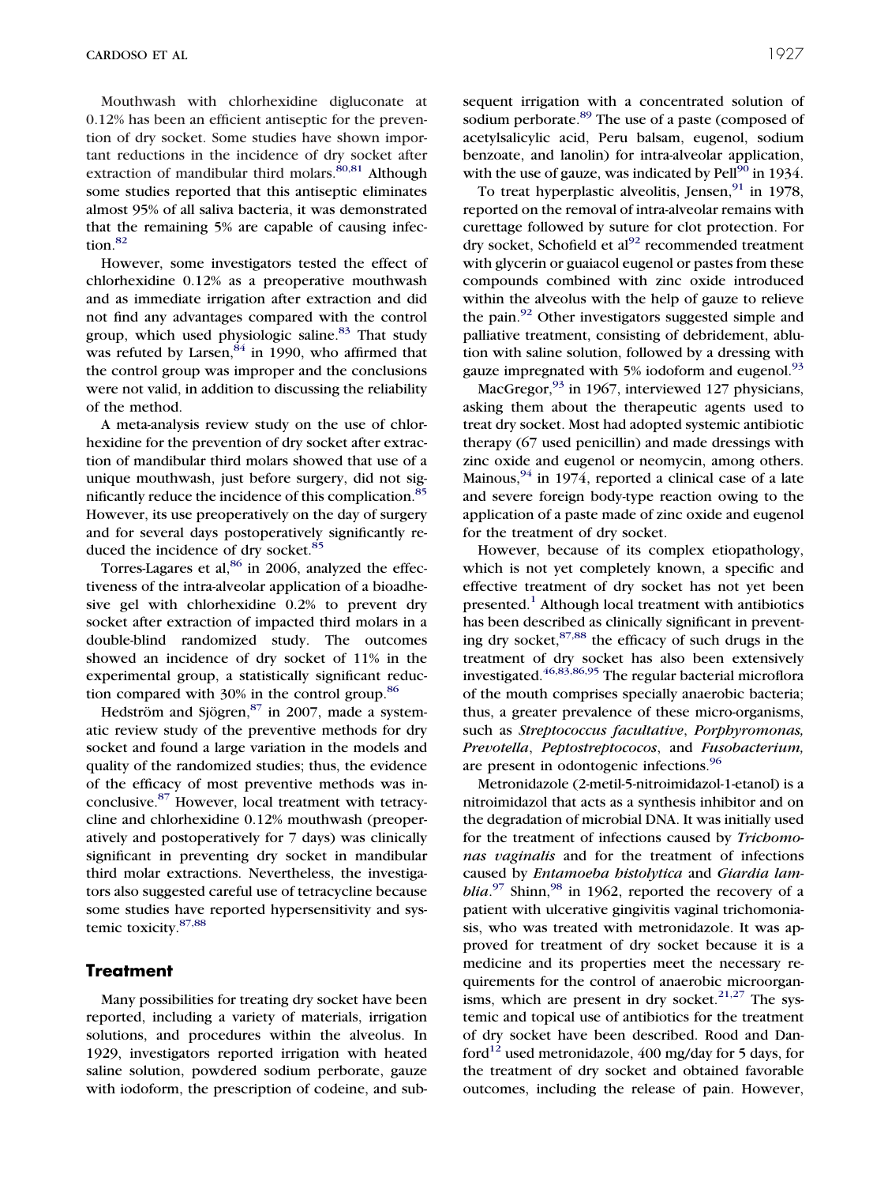Mouthwash with chlorhexidine digluconate at 0.12% has been an efficient antiseptic for the prevention of dry socket. Some studies have shown important reductions in the incidence of dry socket after extraction of mandibular third molars.[80,81] Although some studies reported that this antiseptic eliminates almost 95% of all saliva bacteria, it was demonstrated that the remaining 5% are capable of causing infection.[82]

However, some investigators tested the effect of chlorhexidine 0.12% as a preoperative mouthwash and as immediate irrigation after extraction and did not find any advantages compared with the control group, which used physiologic saline.[83] That study was refuted by Larsen,[84] in 1990, who affirmed that the control group was improper and the conclusions were not valid, in addition to discussing the reliability of the method.

A meta-analysis review study on the use of chlorhexidine for the prevention of dry socket after extraction of mandibular third molars showed that use of a unique mouthwash, just before surgery, did not significantly reduce the incidence of this complication.[85] However, its use preoperatively on the day of surgery and for several days postoperatively significantly reduced the incidence of dry socket.[85]

Torres-Lagares et al,[86] in 2006, analyzed the effectiveness of the intra-alveolar application of a bioadhesive gel with chlorhexidine 0.2% to prevent dry socket after extraction of impacted third molars in a double-blind randomized study. The outcomes showed an incidence of dry socket of 11% in the experimental group, a statistically significant reduction compared with 30% in the control group.[86]

Hedström and Sjögren,[87] in 2007, made a systematic review study of the preventive methods for dry socket and found a large variation in the models and quality of the randomized studies; thus, the evidence of the efficacy of most preventive methods was inconclusive.[87] However, local treatment with tetracycline and chlorhexidine 0.12% mouthwash (preoperatively and postoperatively for 7 days) was clinically significant in preventing dry socket in mandibular third molar extractions. Nevertheless, the investigators also suggested careful use of tetracycline because some studies have reported hypersensitivity and systemic toxicity.[87,88]

## Treatment

Many possibilities for treating dry socket have been reported, including a variety of materials, irrigation solutions, and procedures within the alveolus. In 1929, investigators reported irrigation with heated saline solution, powdered sodium perborate, gauze with iodoform, the prescription of codeine, and subsequent irrigation with a concentrated solution of sodium perborate.[89] The use of a paste (composed of acetylsalicylic acid, Peru balsam, eugenol, sodium benzoate, and lanolin) for intra-alveolar application, with the use of gauze, was indicated by Pell[90] in 1934.

To treat hyperplastic alveolitis, Jensen,[91] in 1978, reported on the removal of intra-alveolar remains with curettage followed by suture for clot protection. For dry socket, Schofield et al[92] recommended treatment with glycerin or guaiacol eugenol or pastes from these compounds combined with zinc oxide introduced within the alveolus with the help of gauze to relieve the pain.[92] Other investigators suggested simple and palliative treatment, consisting of debridement, ablution with saline solution, followed by a dressing with gauze impregnated with 5% iodoform and eugenol.[93]

MacGregor,[93] in 1967, interviewed 127 physicians, asking them about the therapeutic agents used to treat dry socket. Most had adopted systemic antibiotic therapy (67 used penicillin) and made dressings with zinc oxide and eugenol or neomycin, among others. Mainous,[94] in 1974, reported a clinical case of a late and severe foreign body-type reaction owing to the application of a paste made of zinc oxide and eugenol for the treatment of dry socket.

However, because of its complex etiopathology, which is not yet completely known, a specific and effective treatment of dry socket has not yet been presented.[1] Although local treatment with antibiotics has been described as clinically significant in preventing dry socket,[87,88] the efficacy of such drugs in the treatment of dry socket has also been extensively investigated.[46,83,86,95] The regular bacterial microflora of the mouth comprises specially anaerobic bacteria; thus, a greater prevalence of these micro-organisms, such as *Streptococcus facultative*, *Porphyromonas, Prevotella*, *Peptostreptococos*, and *Fusobacterium,* are present in odontogenic infections.[96]

Metronidazole (2-metil-5-nitroimidazol-1-etanol) is a nitroimidazol that acts as a synthesis inhibitor and on the degradation of microbial DNA. It was initially used for the treatment of infections caused by *Trichomonas vaginalis* and for the treatment of infections caused by *Entamoeba histolytica* and *Giardia lamblia*.[97] Shinn,[98] in 1962, reported the recovery of a patient with ulcerative gingivitis vaginal trichomoniasis, who was treated with metronidazole. It was approved for treatment of dry socket because it is a medicine and its properties meet the necessary requirements for the control of anaerobic microorganisms, which are present in dry socket.[21,27] The systemic and topical use of antibiotics for the treatment of dry socket have been described. Rood and Danford[12] used metronidazole, 400 mg/day for 5 days, for the treatment of dry socket and obtained favorable outcomes, including the release of pain. However,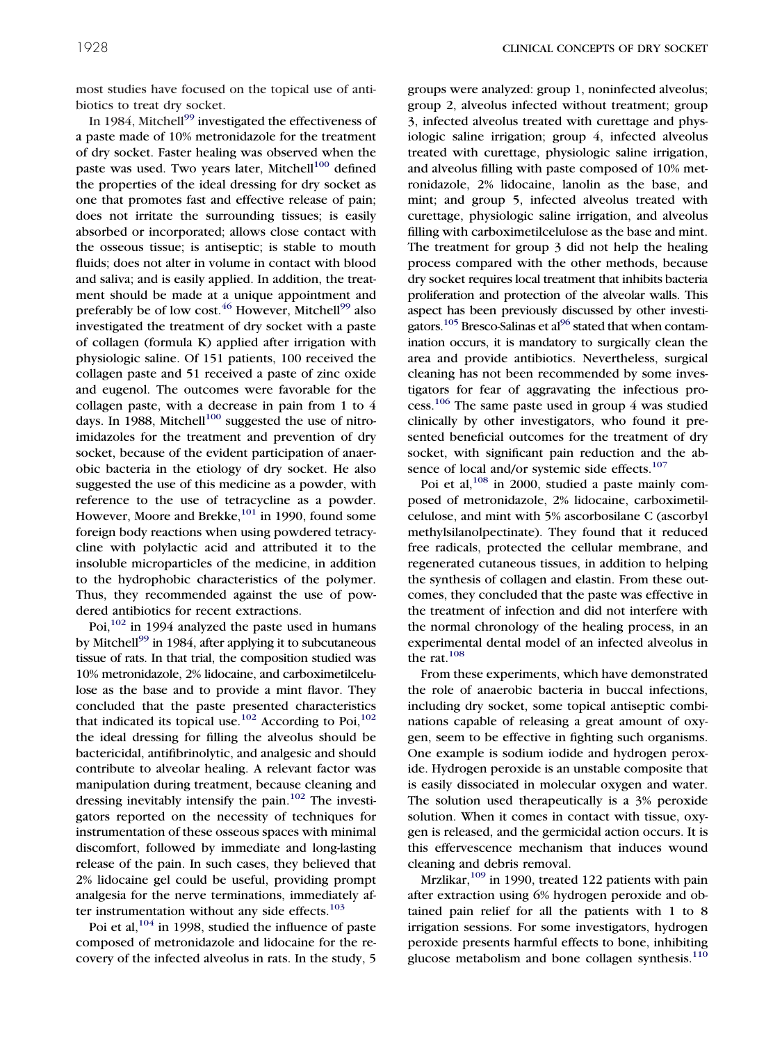most studies have focused on the topical use of antibiotics to treat dry socket.

In 1984, Mitchell[99] investigated the effectiveness of a paste made of 10% metronidazole for the treatment of dry socket. Faster healing was observed when the paste was used. Two years later, Mitchell[100] defined the properties of the ideal dressing for dry socket as one that promotes fast and effective release of pain; does not irritate the surrounding tissues; is easily absorbed or incorporated; allows close contact with the osseous tissue; is antiseptic; is stable to mouth fluids; does not alter in volume in contact with blood and saliva; and is easily applied. In addition, the treatment should be made at a unique appointment and preferably be of low cost.[46] However, Mitchell[99] also investigated the treatment of dry socket with a paste of collagen (formula K) applied after irrigation with physiologic saline. Of 151 patients, 100 received the collagen paste and 51 received a paste of zinc oxide and eugenol. The outcomes were favorable for the collagen paste, with a decrease in pain from 1 to 4 days. In 1988, Mitchell[100] suggested the use of nitroimidazoles for the treatment and prevention of dry socket, because of the evident participation of anaerobic bacteria in the etiology of dry socket. He also suggested the use of this medicine as a powder, with reference to the use of tetracycline as a powder. However, Moore and Brekke,[101] in 1990, found some foreign body reactions when using powdered tetracycline with polylactic acid and attributed it to the insoluble microparticles of the medicine, in addition to the hydrophobic characteristics of the polymer. Thus, they recommended against the use of powdered antibiotics for recent extractions.

Poi,[102] in 1994 analyzed the paste used in humans by Mitchell[99] in 1984, after applying it to subcutaneous tissue of rats. In that trial, the composition studied was 10% metronidazole, 2% lidocaine, and carboximetilcelulose as the base and to provide a mint flavor. They concluded that the paste presented characteristics that indicated its topical use.[102] According to Poi,[102] the ideal dressing for filling the alveolus should be bactericidal, antifibrinolytic, and analgesic and should contribute to alveolar healing. A relevant factor was manipulation during treatment, because cleaning and dressing inevitably intensify the pain.[102] The investigators reported on the necessity of techniques for instrumentation of these osseous spaces with minimal discomfort, followed by immediate and long-lasting release of the pain. In such cases, they believed that 2% lidocaine gel could be useful, providing prompt analgesia for the nerve terminations, immediately after instrumentation without any side effects.[103]

Poi et al,[104] in 1998, studied the influence of paste composed of metronidazole and lidocaine for the recovery of the infected alveolus in rats. In the study, 5 groups were analyzed: group 1, noninfected alveolus; group 2, alveolus infected without treatment; group 3, infected alveolus treated with curettage and physiologic saline irrigation; group 4, infected alveolus treated with curettage, physiologic saline irrigation, and alveolus filling with paste composed of 10% metronidazole, 2% lidocaine, lanolin as the base, and mint; and group 5, infected alveolus treated with curettage, physiologic saline irrigation, and alveolus filling with carboximetilcelulose as the base and mint. The treatment for group 3 did not help the healing process compared with the other methods, because dry socket requires local treatment that inhibits bacteria proliferation and protection of the alveolar walls. This aspect has been previously discussed by other investigators.[105] Bresco-Salinas et al[96] stated that when contamination occurs, it is mandatory to surgically clean the area and provide antibiotics. Nevertheless, surgical cleaning has not been recommended by some investigators for fear of aggravating the infectious process.[106] The same paste used in group 4 was studied clinically by other investigators, who found it presented beneficial outcomes for the treatment of dry socket, with significant pain reduction and the absence of local and/or systemic side effects.[107]

Poi et al,[108] in 2000, studied a paste mainly composed of metronidazole, 2% lidocaine, carboximetilcelulose, and mint with 5% ascorbosilane C (ascorbyl methylsilanolpectinate). They found that it reduced free radicals, protected the cellular membrane, and regenerated cutaneous tissues, in addition to helping the synthesis of collagen and elastin. From these outcomes, they concluded that the paste was effective in the treatment of infection and did not interfere with the normal chronology of the healing process, in an experimental dental model of an infected alveolus in the rat.[108]

From these experiments, which have demonstrated the role of anaerobic bacteria in buccal infections, including dry socket, some topical antiseptic combinations capable of releasing a great amount of oxygen, seem to be effective in fighting such organisms. One example is sodium iodide and hydrogen peroxide. Hydrogen peroxide is an unstable composite that is easily dissociated in molecular oxygen and water. The solution used therapeutically is a 3% peroxide solution. When it comes in contact with tissue, oxygen is released, and the germicidal action occurs. It is this effervescence mechanism that induces wound cleaning and debris removal.

Mrzlikar,[109] in 1990, treated 122 patients with pain after extraction using 6% hydrogen peroxide and obtained pain relief for all the patients with 1 to 8 irrigation sessions. For some investigators, hydrogen peroxide presents harmful effects to bone, inhibiting glucose metabolism and bone collagen synthesis.[110]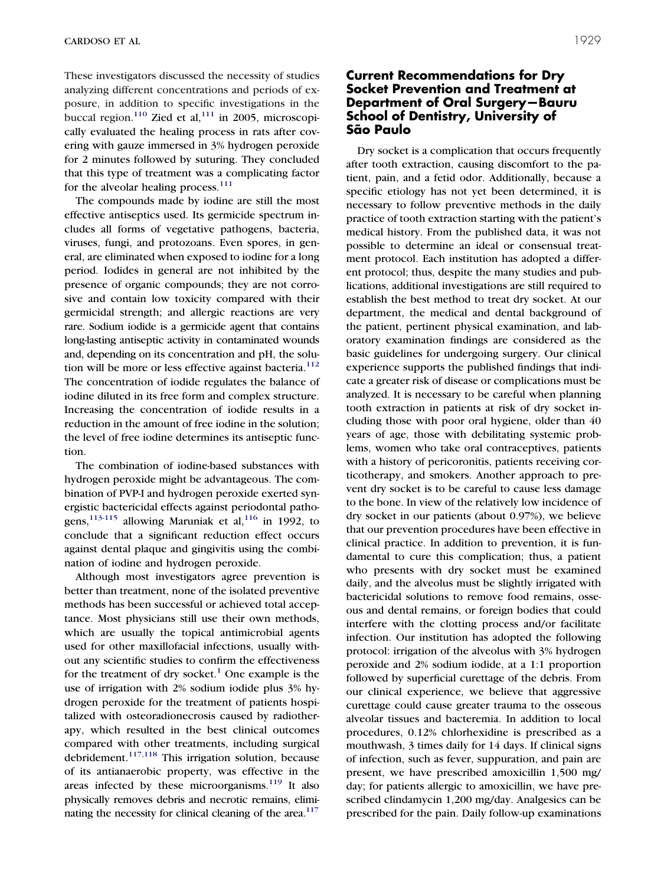These investigators discussed the necessity of studies analyzing different concentrations and periods of exposure, in addition to specific investigations in the buccal region.[110] Zied et al,[111] in 2005, microscopically evaluated the healing process in rats after covering with gauze immersed in 3% hydrogen peroxide for 2 minutes followed by suturing. They concluded that this type of treatment was a complicating factor for the alveolar healing process.[111]

The compounds made by iodine are still the most effective antiseptics used. Its germicide spectrum includes all forms of vegetative pathogens, bacteria, viruses, fungi, and protozoans. Even spores, in general, are eliminated when exposed to iodine for a long period. Iodides in general are not inhibited by the presence of organic compounds; they are not corrosive and contain low toxicity compared with their germicidal strength; and allergic reactions are very rare. Sodium iodide is a germicide agent that contains long-lasting antiseptic activity in contaminated wounds and, depending on its concentration and pH, the solution will be more or less effective against bacteria.[112] The concentration of iodide regulates the balance of iodine diluted in its free form and complex structure. Increasing the concentration of iodide results in a reduction in the amount of free iodine in the solution; the level of free iodine determines its antiseptic function.

The combination of iodine-based substances with hydrogen peroxide might be advantageous. The combination of PVP-I and hydrogen peroxide exerted synergistic bactericidal effects against periodontal pathogens,[113-115] allowing Maruniak et al,[116] in 1992, to conclude that a significant reduction effect occurs against dental plaque and gingivitis using the combination of iodine and hydrogen peroxide.

Although most investigators agree prevention is better than treatment, none of the isolated preventive methods has been successful or achieved total acceptance. Most physicians still use their own methods, which are usually the topical antimicrobial agents used for other maxillofacial infections, usually without any scientific studies to confirm the effectiveness for the treatment of dry socket.[1] One example is the use of irrigation with 2% sodium iodide plus 3% hydrogen peroxide for the treatment of patients hospitalized with osteoradionecrosis caused by radiotherapy, which resulted in the best clinical outcomes compared with other treatments, including surgical debridement.[117,118] This irrigation solution, because of its antianaerobic property, was effective in the areas infected by these microorganisms.[119] It also physically removes debris and necrotic remains, eliminating the necessity for clinical cleaning of the area.[117]

## Current Recommendations for Dry Socket Prevention and Treatment at Department of Oral Surgery—Bauru School of Dentistry, University of São Paulo

Dry socket is a complication that occurs frequently after tooth extraction, causing discomfort to the patient, pain, and a fetid odor. Additionally, because a specific etiology has not yet been determined, it is necessary to follow preventive methods in the daily practice of tooth extraction starting with the patient's medical history. From the published data, it was not possible to determine an ideal or consensual treatment protocol. Each institution has adopted a different protocol; thus, despite the many studies and publications, additional investigations are still required to establish the best method to treat dry socket. At our department, the medical and dental background of the patient, pertinent physical examination, and laboratory examination findings are considered as the basic guidelines for undergoing surgery. Our clinical experience supports the published findings that indicate a greater risk of disease or complications must be analyzed. It is necessary to be careful when planning tooth extraction in patients at risk of dry socket including those with poor oral hygiene, older than 40 years of age, those with debilitating systemic problems, women who take oral contraceptives, patients with a history of pericoronitis, patients receiving corticotherapy, and smokers. Another approach to prevent dry socket is to be careful to cause less damage to the bone. In view of the relatively low incidence of dry socket in our patients (about 0.97%), we believe that our prevention procedures have been effective in clinical practice. In addition to prevention, it is fundamental to cure this complication; thus, a patient who presents with dry socket must be examined daily, and the alveolus must be slightly irrigated with bactericidal solutions to remove food remains, osseous and dental remains, or foreign bodies that could interfere with the clotting process and/or facilitate infection. Our institution has adopted the following protocol: irrigation of the alveolus with 3% hydrogen peroxide and 2% sodium iodide, at a 1:1 proportion followed by superficial curettage of the debris. From our clinical experience, we believe that aggressive curettage could cause greater trauma to the osseous alveolar tissues and bacteremia. In addition to local procedures, 0.12% chlorhexidine is prescribed as a mouthwash, 3 times daily for 14 days. If clinical signs of infection, such as fever, suppuration, and pain are present, we have prescribed amoxicillin 1,500 mg/day; for patients allergic to amoxicillin, we have prescribed clindamycin 1,200 mg/day. Analgesics can be prescribed for the pain. Daily follow-up examinations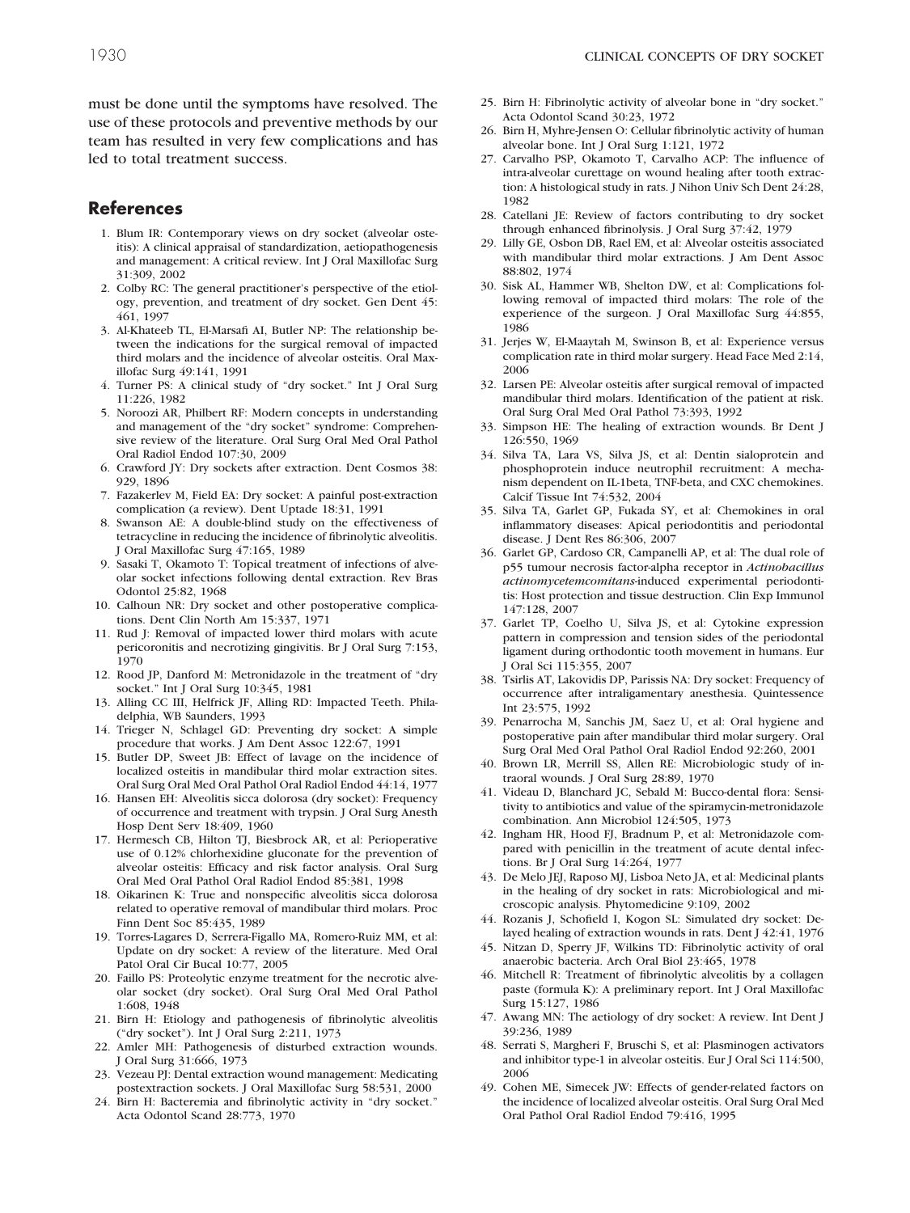must be done until the symptoms have resolved. The use of these protocols and preventive methods by our team has resulted in very few complications and has led to total treatment success.

## References

1. Blum IR: Contemporary views on dry socket (alveolar osteitis): A clinical appraisal of standardization, aetiopathogenesis and management: A critical review. Int J Oral Maxillofac Surg 31:309, 2002
2. Colby RC: The general practitioner's perspective of the etiology, prevention, and treatment of dry socket. Gen Dent 45: 461, 1997
3. Al-Khateeb TL, El-Marsafi AI, Butler NP: The relationship between the indications for the surgical removal of impacted third molars and the incidence of alveolar osteitis. Oral Maxillofac Surg 49:141, 1991
4. Turner PS: A clinical study of "dry socket." Int J Oral Surg 11:226, 1982
5. Noroozi AR, Philbert RF: Modern concepts in understanding and management of the "dry socket" syndrome: Comprehensive review of the literature. Oral Surg Oral Med Oral Pathol Oral Radiol Endod 107:30, 2009
6. Crawford JY: Dry sockets after extraction. Dent Cosmos 38: 929, 1896
7. Fazakerlev M, Field EA: Dry socket: A painful post-extraction complication (a review). Dent Uptade 18:31, 1991
8. Swanson AE: A double-blind study on the effectiveness of tetracycline in reducing the incidence of fibrinolytic alveolitis. J Oral Maxillofac Surg 47:165, 1989
9. Sasaki T, Okamoto T: Topical treatment of infections of alveolar socket infections following dental extraction. Rev Bras Odontol 25:82, 1968
10. Calhoun NR: Dry socket and other postoperative complications. Dent Clin North Am 15:337, 1971
11. Rud J: Removal of impacted lower third molars with acute pericoronitis and necrotizing gingivitis. Br J Oral Surg 7:153, 1970
12. Rood JP, Danford M: Metronidazole in the treatment of "dry socket." Int J Oral Surg 10:345, 1981
13. Alling CC III, Helfrick JF, Alling RD: Impacted Teeth. Philadelphia, WB Saunders, 1993
14. Trieger N, Schlagel GD: Preventing dry socket: A simple procedure that works. J Am Dent Assoc 122:67, 1991
15. Butler DP, Sweet JB: Effect of lavage on the incidence of localized osteitis in mandibular third molar extraction sites. Oral Surg Oral Med Oral Pathol Oral Radiol Endod 44:14, 1977
16. Hansen EH: Alveolitis sicca dolorosa (dry socket): Frequency of occurrence and treatment with trypsin. J Oral Surg Anesth Hosp Dent Serv 18:409, 1960
17. Hermesch CB, Hilton TJ, Biesbrock AR, et al: Perioperative use of 0.12% chlorhexidine gluconate for the prevention of alveolar osteitis: Efficacy and risk factor analysis. Oral Surg Oral Med Oral Pathol Oral Radiol Endod 85:381, 1998
18. Oikarinen K: True and nonspecific alveolitis sicca dolorosa related to operative removal of mandibular third molars. Proc Finn Dent Soc 85:435, 1989
19. Torres-Lagares D, Serrera-Figallo MA, Romero-Ruiz MM, et al: Update on dry socket: A review of the literature. Med Oral Patol Oral Cir Bucal 10:77, 2005
20. Faillo PS: Proteolytic enzyme treatment for the necrotic alveolar socket (dry socket). Oral Surg Oral Med Oral Pathol 1:608, 1948
21. Birn H: Etiology and pathogenesis of fibrinolytic alveolitis ("dry socket"). Int J Oral Surg 2:211, 1973
22. Amler MH: Pathogenesis of disturbed extraction wounds. J Oral Surg 31:666, 1973
23. Vezeau PJ: Dental extraction wound management: Medicating postextraction sockets. J Oral Maxillofac Surg 58:531, 2000
24. Birn H: Bacteremia and fibrinolytic activity in "dry socket." Acta Odontol Scand 28:773, 1970
25. Birn H: Fibrinolytic activity of alveolar bone in "dry socket." Acta Odontol Scand 30:23, 1972
26. Birn H, Myhre-Jensen O: Cellular fibrinolytic activity of human alveolar bone. Int J Oral Surg 1:121, 1972
27. Carvalho PSP, Okamoto T, Carvalho ACP: The influence of intra-alveolar curettage on wound healing after tooth extraction: A histological study in rats. J Nihon Univ Sch Dent 24:28, 1982
28. Catellani JE: Review of factors contributing to dry socket through enhanced fibrinolysis. J Oral Surg 37:42, 1979
29. Lilly GE, Osbon DB, Rael EM, et al: Alveolar osteitis associated with mandibular third molar extractions. J Am Dent Assoc 88:802, 1974
30. Sisk AL, Hammer WB, Shelton DW, et al: Complications following removal of impacted third molars: The role of the experience of the surgeon. J Oral Maxillofac Surg 44:855, 1986
31. Jerjes W, El-Maaytah M, Swinson B, et al: Experience versus complication rate in third molar surgery. Head Face Med 2:14, 2006
32. Larsen PE: Alveolar osteitis after surgical removal of impacted mandibular third molars. Identification of the patient at risk. Oral Surg Oral Med Oral Pathol 73:393, 1992
33. Simpson HE: The healing of extraction wounds. Br Dent J 126:550, 1969
34. Silva TA, Lara VS, Silva JS, et al: Dentin sialoprotein and phosphoprotein induce neutrophil recruitment: A mechanism dependent on IL-1beta, TNF-beta, and CXC chemokines. Calcif Tissue Int 74:532, 2004
35. Silva TA, Garlet GP, Fukada SY, et al: Chemokines in oral inflammatory diseases: Apical periodontitis and periodontal disease. J Dent Res 86:306, 2007
36. Garlet GP, Cardoso CR, Campanelli AP, et al: The dual role of p55 tumour necrosis factor-alpha receptor in *Actinobacillus actinomycetemcomitans*-induced experimental periodontitis: Host protection and tissue destruction. Clin Exp Immunol 147:128, 2007
37. Garlet TP, Coelho U, Silva JS, et al: Cytokine expression pattern in compression and tension sides of the periodontal ligament during orthodontic tooth movement in humans. Eur J Oral Sci 115:355, 2007
38. Tsirlis AT, Lakovidis DP, Parissis NA: Dry socket: Frequency of occurrence after intraligamentary anesthesia. Quintessence Int 23:575, 1992
39. Penarrocha M, Sanchis JM, Saez U, et al: Oral hygiene and postoperative pain after mandibular third molar surgery. Oral Surg Oral Med Oral Pathol Oral Radiol Endod 92:260, 2001
40. Brown LR, Merrill SS, Allen RE: Microbiologic study of intraoral wounds. J Oral Surg 28:89, 1970
41. Videau D, Blanchard JC, Sebald M: Bucco-dental flora: Sensitivity to antibiotics and value of the spiramycin-metronidazole combination. Ann Microbiol 124:505, 1973
42. Ingham HR, Hood FJ, Bradnum P, et al: Metronidazole compared with penicillin in the treatment of acute dental infections. Br J Oral Surg 14:264, 1977
43. De Melo JEJ, Raposo MJ, Lisboa Neto JA, et al: Medicinal plants in the healing of dry socket in rats: Microbiological and microscopic analysis. Phytomedicine 9:109, 2002
44. Rozanis J, Schofield I, Kogon SL: Simulated dry socket: Delayed healing of extraction wounds in rats. Dent J 42:41, 1976
45. Nitzan D, Sperry JF, Wilkins TD: Fibrinolytic activity of oral anaerobic bacteria. Arch Oral Biol 23:465, 1978
46. Mitchell R: Treatment of fibrinolytic alveolitis by a collagen paste (formula K): A preliminary report. Int J Oral Maxillofac Surg 15:127, 1986
47. Awang MN: The aetiology of dry socket: A review. Int Dent J 39:236, 1989
48. Serrati S, Margheri F, Bruschi S, et al: Plasminogen activators and inhibitor type-1 in alveolar osteitis. Eur J Oral Sci 114:500, 2006
49. Cohen ME, Simecek JW: Effects of gender-related factors on the incidence of localized alveolar osteitis. Oral Surg Oral Med Oral Pathol Oral Radiol Endod 79:416, 1995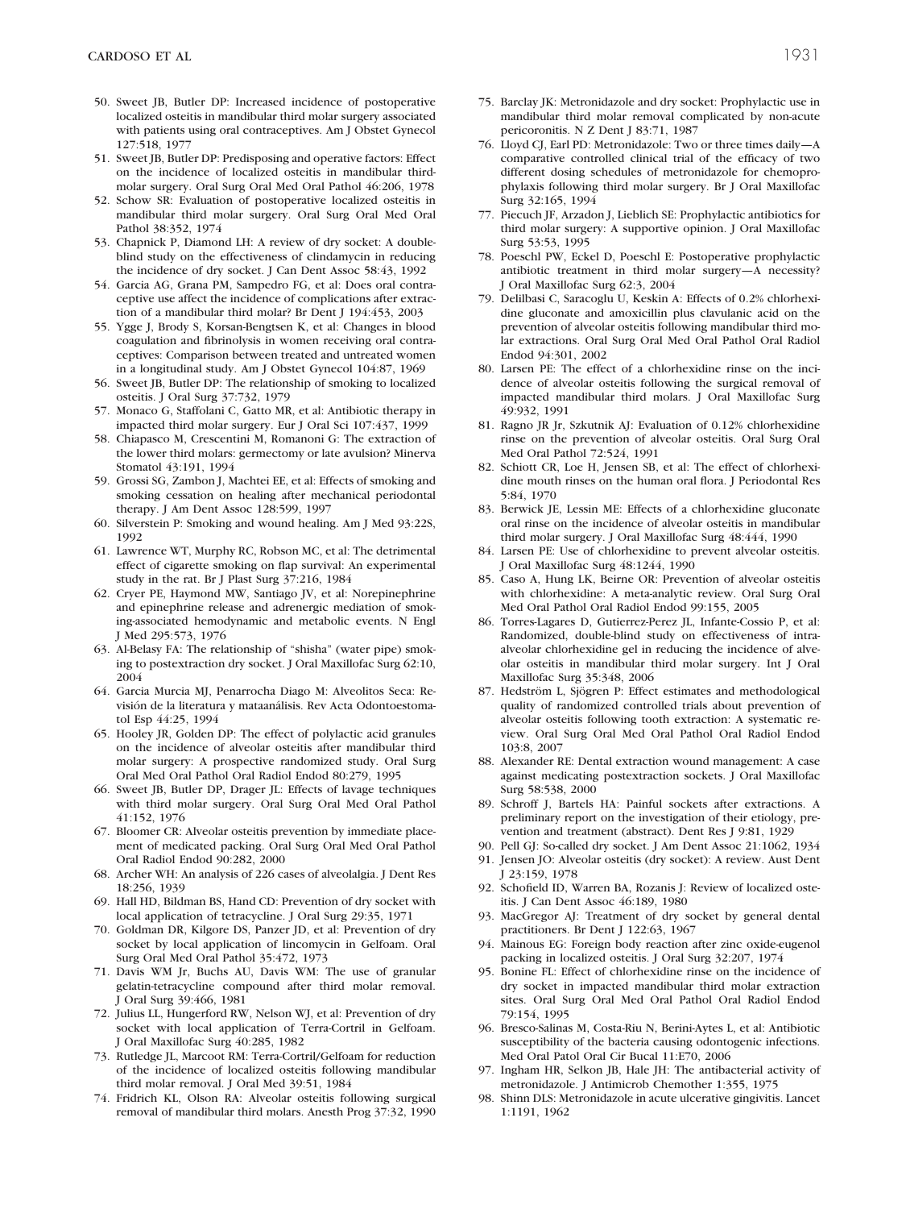50. Sweet JB, Butler DP: Increased incidence of postoperative localized osteitis in mandibular third molar surgery associated with patients using oral contraceptives. Am J Obstet Gynecol 127:518, 1977
51. Sweet JB, Butler DP: Predisposing and operative factors: Effect on the incidence of localized osteitis in mandibular third-molar surgery. Oral Surg Oral Med Oral Pathol 46:206, 1978
52. Schow SR: Evaluation of postoperative localized osteitis in mandibular third molar surgery. Oral Surg Oral Med Oral Pathol 38:352, 1974
53. Chapnick P, Diamond LH: A review of dry socket: A double-blind study on the effectiveness of clindamycin in reducing the incidence of dry socket. J Can Dent Assoc 58:43, 1992
54. Garcia AG, Grana PM, Sampedro FG, et al: Does oral contraceptive use affect the incidence of complications after extraction of a mandibular third molar? Br Dent J 194:453, 2003
55. Ygge J, Brody S, Korsan-Bengtsen K, et al: Changes in blood coagulation and fibrinolysis in women receiving oral contraceptives: Comparison between treated and untreated women in a longitudinal study. Am J Obstet Gynecol 104:87, 1969
56. Sweet JB, Butler DP: The relationship of smoking to localized osteitis. J Oral Surg 37:732, 1979
57. Monaco G, Staffolani C, Gatto MR, et al: Antibiotic therapy in impacted third molar surgery. Eur J Oral Sci 107:437, 1999
58. Chiapasco M, Crescentini M, Romanoni G: The extraction of the lower third molars: germectomy or late avulsion? Minerva Stomatol 43:191, 1994
59. Grossi SG, Zambon J, Machtei EE, et al: Effects of smoking and smoking cessation on healing after mechanical periodontal therapy. J Am Dent Assoc 128:599, 1997
60. Silverstein P: Smoking and wound healing. Am J Med 93:22S, 1992
61. Lawrence WT, Murphy RC, Robson MC, et al: The detrimental effect of cigarette smoking on flap survival: An experimental study in the rat. Br J Plast Surg 37:216, 1984
62. Cryer PE, Haymond MW, Santiago JV, et al: Norepinephrine and epinephrine release and adrenergic mediation of smoking-associated hemodynamic and metabolic events. N Engl J Med 295:573, 1976
63. Al-Belasy FA: The relationship of "shisha" (water pipe) smoking to postextraction dry socket. J Oral Maxillofac Surg 62:10, 2004
64. Garcia Murcia MJ, Penarrocha Diago M: Alveolitos Seca: Revisión de la literatura y mataanálisis. Rev Acta Odontoestomatol Esp 44:25, 1994
65. Hooley JR, Golden DP: The effect of polylactic acid granules on the incidence of alveolar osteitis after mandibular third molar surgery: A prospective randomized study. Oral Surg Oral Med Oral Pathol Oral Radiol Endod 80:279, 1995
66. Sweet JB, Butler DP, Drager JL: Effects of lavage techniques with third molar surgery. Oral Surg Oral Med Oral Pathol 41:152, 1976
67. Bloomer CR: Alveolar osteitis prevention by immediate placement of medicated packing. Oral Surg Oral Med Oral Pathol Oral Radiol Endod 90:282, 2000
68. Archer WH: An analysis of 226 cases of alveolalgia. J Dent Res 18:256, 1939
69. Hall HD, Bildman BS, Hand CD: Prevention of dry socket with local application of tetracycline. J Oral Surg 29:35, 1971
70. Goldman DR, Kilgore DS, Panzer JD, et al: Prevention of dry socket by local application of lincomycin in Gelfoam. Oral Surg Oral Med Oral Pathol 35:472, 1973
71. Davis WM Jr, Buchs AU, Davis WM: The use of granular gelatin-tetracycline compound after third molar removal. J Oral Surg 39:466, 1981
72. Julius LL, Hungerford RW, Nelson WJ, et al: Prevention of dry socket with local application of Terra-Cortril in Gelfoam. J Oral Maxillofac Surg 40:285, 1982
73. Rutledge JL, Marcoot RM: Terra-Cortril/Gelfoam for reduction of the incidence of localized osteitis following mandibular third molar removal. J Oral Med 39:51, 1984
74. Fridrich KL, Olson RA: Alveolar osteitis following surgical removal of mandibular third molars. Anesth Prog 37:32, 1990
75. Barclay JK: Metronidazole and dry socket: Prophylactic use in mandibular third molar removal complicated by non-acute pericoronitis. N Z Dent J 83:71, 1987
76. Lloyd CJ, Earl PD: Metronidazole: Two or three times daily—A comparative controlled clinical trial of the efficacy of two different dosing schedules of metronidazole for chemoprophylaxis following third molar surgery. Br J Oral Maxillofac Surg 32:165, 1994
77. Piecuch JF, Arzadon J, Lieblich SE: Prophylactic antibiotics for third molar surgery: A supportive opinion. J Oral Maxillofac Surg 53:53, 1995
78. Poeschl PW, Eckel D, Poeschl E: Postoperative prophylactic antibiotic treatment in third molar surgery—A necessity? J Oral Maxillofac Surg 62:3, 2004
79. Delilbasi C, Saracoglu U, Keskin A: Effects of 0.2% chlorhexidine gluconate and amoxicillin plus clavulanic acid on the prevention of alveolar osteitis following mandibular third molar extractions. Oral Surg Oral Med Oral Pathol Oral Radiol Endod 94:301, 2002
80. Larsen PE: The effect of a chlorhexidine rinse on the incidence of alveolar osteitis following the surgical removal of impacted mandibular third molars. J Oral Maxillofac Surg 49:932, 1991
81. Ragno JR Jr, Szkutnik AJ: Evaluation of 0.12% chlorhexidine rinse on the prevention of alveolar osteitis. Oral Surg Oral Med Oral Pathol 72:524, 1991
82. Schiott CR, Loe H, Jensen SB, et al: The effect of chlorhexidine mouth rinses on the human oral flora. J Periodontal Res 5:84, 1970
83. Berwick JE, Lessin ME: Effects of a chlorhexidine gluconate oral rinse on the incidence of alveolar osteitis in mandibular third molar surgery. J Oral Maxillofac Surg 48:444, 1990
84. Larsen PE: Use of chlorhexidine to prevent alveolar osteitis. J Oral Maxillofac Surg 48:1244, 1990
85. Caso A, Hung LK, Beirne OR: Prevention of alveolar osteitis with chlorhexidine: A meta-analytic review. Oral Surg Oral Med Oral Pathol Oral Radiol Endod 99:155, 2005
86. Torres-Lagares D, Gutierrez-Perez JL, Infante-Cossio P, et al: Randomized, double-blind study on effectiveness of intra-alveolar chlorhexidine gel in reducing the incidence of alveolar osteitis in mandibular third molar surgery. Int J Oral Maxillofac Surg 35:348, 2006
87. Hedström L, Sjögren P: Effect estimates and methodological quality of randomized controlled trials about prevention of alveolar osteitis following tooth extraction: A systematic review. Oral Surg Oral Med Oral Pathol Oral Radiol Endod 103:8, 2007
88. Alexander RE: Dental extraction wound management: A case against medicating postextraction sockets. J Oral Maxillofac Surg 58:538, 2000
89. Schroff J, Bartels HA: Painful sockets after extractions. A preliminary report on the investigation of their etiology, prevention and treatment (abstract). Dent Res J 9:81, 1929
90. Pell GJ: So-called dry socket. J Am Dent Assoc 21:1062, 1934
91. Jensen JO: Alveolar osteitis (dry socket): A review. Aust Dent J 23:159, 1978
92. Schofield ID, Warren BA, Rozanis J: Review of localized osteitis. J Can Dent Assoc 46:189, 1980
93. MacGregor AJ: Treatment of dry socket by general dental practitioners. Br Dent J 122:63, 1967
94. Mainous EG: Foreign body reaction after zinc oxide-eugenol packing in localized osteitis. J Oral Surg 32:207, 1974
95. Bonine FL: Effect of chlorhexidine rinse on the incidence of dry socket in impacted mandibular third molar extraction sites. Oral Surg Oral Med Oral Pathol Oral Radiol Endod 79:154, 1995
96. Bresco-Salinas M, Costa-Riu N, Berini-Aytes L, et al: Antibiotic susceptibility of the bacteria causing odontogenic infections. Med Oral Patol Oral Cir Bucal 11:E70, 2006
97. Ingham HR, Selkon JB, Hale JH: The antibacterial activity of metronidazole. J Antimicrob Chemother 1:355, 1975
98. Shinn DLS: Metronidazole in acute ulcerative gingivitis. Lancet 1:1191, 1962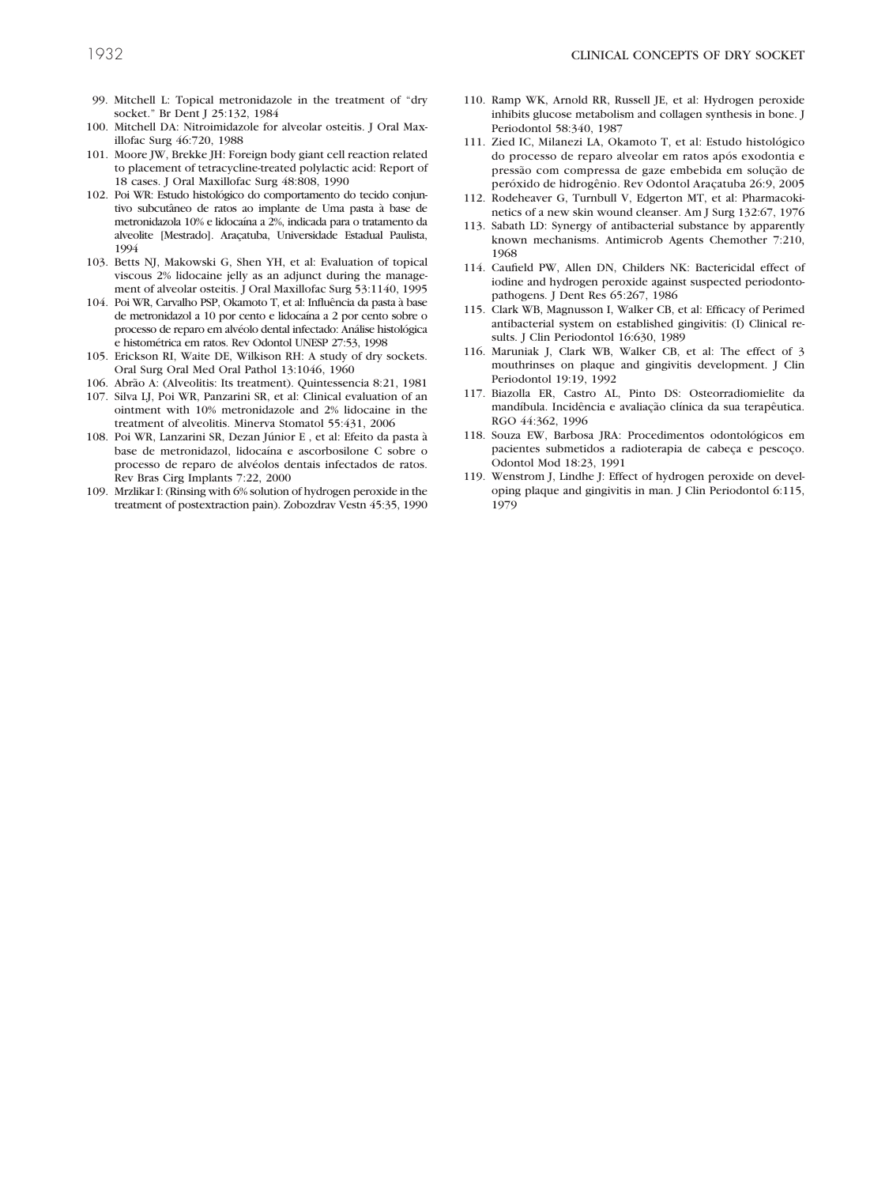99. Mitchell L: Topical metronidazole in the treatment of "dry socket." Br Dent J 25:132, 1984
100. Mitchell DA: Nitroimidazole for alveolar osteitis. J Oral Maxillofac Surg 46:720, 1988
101. Moore JW, Brekke JH: Foreign body giant cell reaction related to placement of tetracycline-treated polylactic acid: Report of 18 cases. J Oral Maxillofac Surg 48:808, 1990
102. Poi WR: Estudo histológico do comportamento do tecido conjuntivo subcutâneo de ratos ao implante de Uma pasta à base de metronidazola 10% e lidocaína a 2%, indicada para o tratamento da alveolite [Mestrado]. Araçatuba, Universidade Estadual Paulista, 1994
103. Betts NJ, Makowski G, Shen YH, et al: Evaluation of topical viscous 2% lidocaine jelly as an adjunct during the management of alveolar osteitis. J Oral Maxillofac Surg 53:1140, 1995
104. Poi WR, Carvalho PSP, Okamoto T, et al: Influência da pasta à base de metronidazol a 10 por cento e lidocaína a 2 por cento sobre o processo de reparo em alvéolo dental infectado: Análise histológica e histométrica em ratos. Rev Odontol UNESP 27:53, 1998
105. Erickson RI, Waite DE, Wilkison RH: A study of dry sockets. Oral Surg Oral Med Oral Pathol 13:1046, 1960
106. Abrão A: (Alveolitis: Its treatment). Quintessencia 8:21, 1981
107. Silva LJ, Poi WR, Panzarini SR, et al: Clinical evaluation of an ointment with 10% metronidazole and 2% lidocaine in the treatment of alveolitis. Minerva Stomatol 55:431, 2006
108. Poi WR, Lanzarini SR, Dezan Júnior E , et al: Efeito da pasta à base de metronidazol, lidocaína e ascorbosilone C sobre o processo de reparo de alvéolos dentais infectados de ratos. Rev Bras Cirg Implants 7:22, 2000
109. Mrzlikar I: (Rinsing with 6% solution of hydrogen peroxide in the treatment of postextraction pain). Zobozdrav Vestn 45:35, 1990
110. Ramp WK, Arnold RR, Russell JE, et al: Hydrogen peroxide inhibits glucose metabolism and collagen synthesis in bone. J Periodontol 58:340, 1987
111. Zied IC, Milanezi LA, Okamoto T, et al: Estudo histológico do processo de reparo alveolar em ratos após exodontia e pressão com compressa de gaze embebida em solução de peróxido de hidrogênio. Rev Odontol Araçatuba 26:9, 2005
112. Rodeheaver G, Turnbull V, Edgerton MT, et al: Pharmacokinetics of a new skin wound cleanser. Am J Surg 132:67, 1976
113. Sabath LD: Synergy of antibacterial substance by apparently known mechanisms. Antimicrob Agents Chemother 7:210, 1968
114. Caufield PW, Allen DN, Childers NK: Bactericidal effect of iodine and hydrogen peroxide against suspected periodontopathogens. J Dent Res 65:267, 1986
115. Clark WB, Magnusson I, Walker CB, et al: Efficacy of Perimed antibacterial system on established gingivitis: (I) Clinical results. J Clin Periodontol 16:630, 1989
116. Maruniak J, Clark WB, Walker CB, et al: The effect of 3 mouthrinses on plaque and gingivitis development. J Clin Periodontol 19:19, 1992
117. Biazolla ER, Castro AL, Pinto DS: Osteorradiomielite da mandíbula. Incidência e avaliação clínica da sua terapêutica. RGO 44:362, 1996
118. Souza EW, Barbosa JRA: Procedimentos odontológicos em pacientes submetidos a radioterapia de cabeça e pescoço. Odontol Mod 18:23, 1991
119. Wenstrom J, Lindhe J: Effect of hydrogen peroxide on developing plaque and gingivitis in man. J Clin Periodontol 6:115, 1979